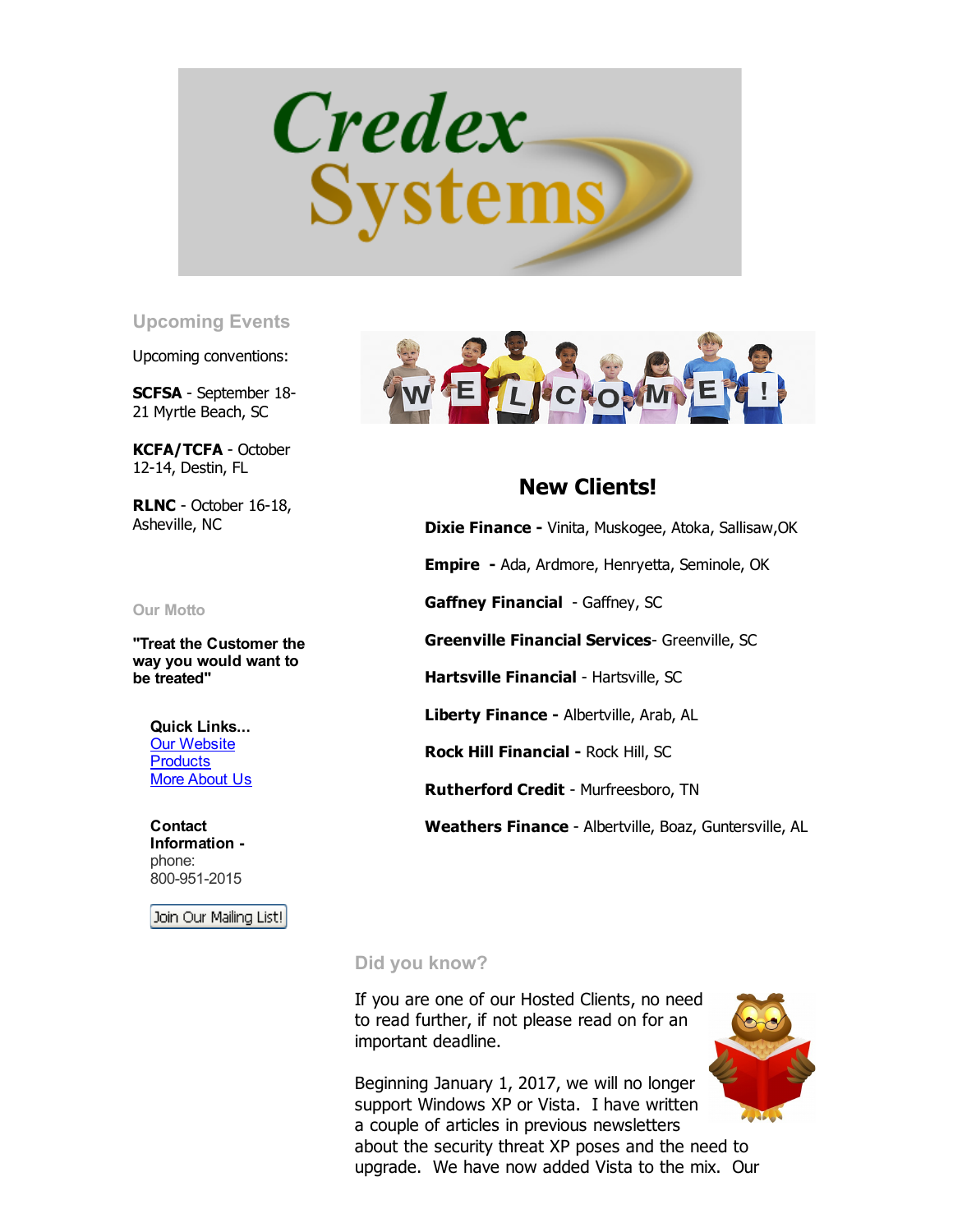# Credex Systems

## Upcoming Events

Upcoming conventions:

**SCFSA** - September 18-21 Myrtle Beach, SC

**KCFA/TCFA** - October 12-14, Destin, FL

**RLNC** - October 16-18, Asheville, NC

### Our Motto

**"Treat the Customer the way you would want to be treated"**

**Quick Links...**
[Our Website]
[Products]
[More About Us]

**Contact Information -**
phone:
800-951-2015

Join Our Mailing List!

WELCOME!

## New Clients!

**Dixie Finance -** Vinita, Muskogee, Atoka, Sallisaw,OK

**Empire -** Ada, Ardmore, Henryetta, Seminole, OK

**Gaffney Financial** - Gaffney, SC

**Greenville Financial Services**- Greenville, SC

**Hartsville Financial** - Hartsville, SC

**Liberty Finance -** Albertville, Arab, AL

**Rock Hill Financial -** Rock Hill, SC

**Rutherford Credit** - Murfreesboro, TN

**Weathers Finance** - Albertville, Boaz, Guntersville, AL

## Did you know?

If you are one of our Hosted Clients, no need to read further, if not please read on for an important deadline.

Beginning January 1, 2017, we will no longer support Windows XP or Vista. I have written a couple of articles in previous newsletters about the security threat XP poses and the need to upgrade. We have now added Vista to the mix. Our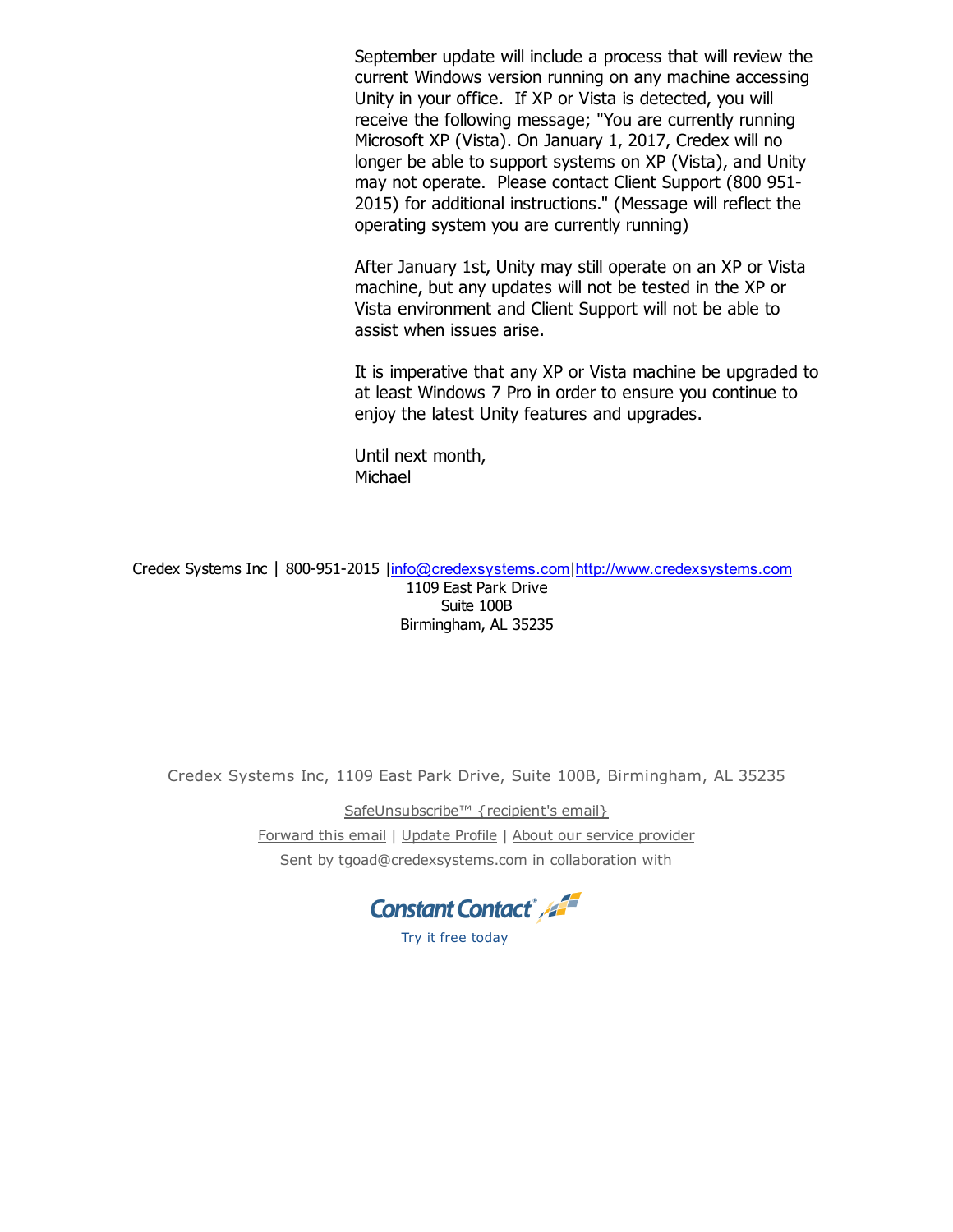September update will include a process that will review the current Windows version running on any machine accessing Unity in your office. If XP or Vista is detected, you will receive the following message; "You are currently running Microsoft XP (Vista). On January 1, 2017, Credex will no longer be able to support systems on XP (Vista), and Unity may not operate. Please contact Client Support (800 951-2015) for additional instructions." (Message will reflect the operating system you are currently running)

After January 1st, Unity may still operate on an XP or Vista machine, but any updates will not be tested in the XP or Vista environment and Client Support will not be able to assist when issues arise.

It is imperative that any XP or Vista machine be upgraded to at least Windows 7 Pro in order to ensure you continue to enjoy the latest Unity features and upgrades.

Until next month,
Michael

Credex Systems Inc | 800-951-2015 |info@credexsystems.com|http://www.credexsystems.com
1109 East Park Drive
Suite 100B
Birmingham, AL 35235

Credex Systems Inc, 1109 East Park Drive, Suite 100B, Birmingham, AL 35235

SafeUnsubscribe™ {recipient's email}

Forward this email | Update Profile | About our service provider

Sent by tgoad@credexsystems.com in collaboration with

Constant Contact

Try it free today